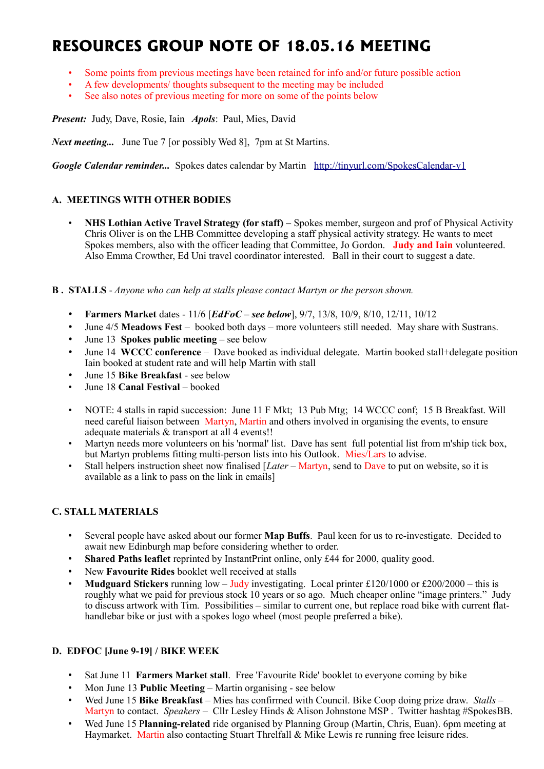# RESOURCES GROUP NOTE OF 18.05.16 MEETING

- Some points from previous meetings have been retained for info and/or future possible action
- A few developments/ thoughts subsequent to the meeting may be included
- See also notes of previous meeting for more on some of the points below

***Present:*** Judy, Dave, Rosie, Iain ***Apols***: Paul, Mies, David

***Next meeting...*** June Tue 7 [or possibly Wed 8], 7pm at St Martins.

***Google Calendar reminder...*** Spokes dates calendar by Martin http://tinyurl.com/SpokesCalendar-v1

### A. MEETINGS WITH OTHER BODIES

- **NHS Lothian Active Travel Strategy (for staff) –** Spokes member, surgeon and prof of Physical Activity Chris Oliver is on the LHB Committee developing a staff physical activity strategy. He wants to meet Spokes members, also with the officer leading that Committee, Jo Gordon. **Judy and Iain** volunteered. Also Emma Crowther, Ed Uni travel coordinator interested. Ball in their court to suggest a date.

### B . STALLS - *Anyone who can help at stalls please contact Martyn or the person shown.*

- **Farmers Market** dates - 11/6 [***EdFoC – see below***], 9/7, 13/8, 10/9, 8/10, 12/11, 10/12
- June 4/5 **Meadows Fest** – booked both days – more volunteers still needed. May share with Sustrans.
- June 13 **Spokes public meeting** – see below
- June 14 **WCCC conference** – Dave booked as individual delegate. Martin booked stall+delegate position Iain booked at student rate and will help Martin with stall
- June 15 **Bike Breakfast** - see below
- June 18 **Canal Festival** – booked

- NOTE: 4 stalls in rapid succession: June 11 F Mkt; 13 Pub Mtg; 14 WCCC conf; 15 B Breakfast. Will need careful liaison between Martyn, Martin and others involved in organising the events, to ensure adequate materials & transport at all 4 events!!
- Martyn needs more volunteers on his 'normal' list. Dave has sent full potential list from m'ship tick box, but Martyn problems fitting multi-person lists into his Outlook. Mies/Lars to advise.
- Stall helpers instruction sheet now finalised [*Later* – Martyn, send to Dave to put on website, so it is available as a link to pass on the link in emails]

### C. STALL MATERIALS

- Several people have asked about our former **Map Buffs**. Paul keen for us to re-investigate. Decided to await new Edinburgh map before considering whether to order.
- **Shared Paths leaflet** reprinted by InstantPrint online, only £44 for 2000, quality good.
- New **Favourite Rides** booklet well received at stalls
- **Mudguard Stickers** running low – Judy investigating. Local printer £120/1000 or £200/2000 – this is roughly what we paid for previous stock 10 years or so ago. Much cheaper online "image printers." Judy to discuss artwork with Tim. Possibilities – similar to current one, but replace road bike with current flat-handlebar bike or just with a spokes logo wheel (most people preferred a bike).

### D. EDFOC [June 9-19] / BIKE WEEK

- Sat June 11 **Farmers Market stall**. Free 'Favourite Ride' booklet to everyone coming by bike
- Mon June 13 **Public Meeting** – Martin organising - see below
- Wed June 15 **Bike Breakfast** – Mies has confirmed with Council. Bike Coop doing prize draw. *Stalls* – Martyn to contact. *Speakers* – Cllr Lesley Hinds & Alison Johnstone MSP . Twitter hashtag #SpokesBB.
- Wed June 15 **Planning-related** ride organised by Planning Group (Martin, Chris, Euan). 6pm meeting at Haymarket. Martin also contacting Stuart Threlfall & Mike Lewis re running free leisure rides.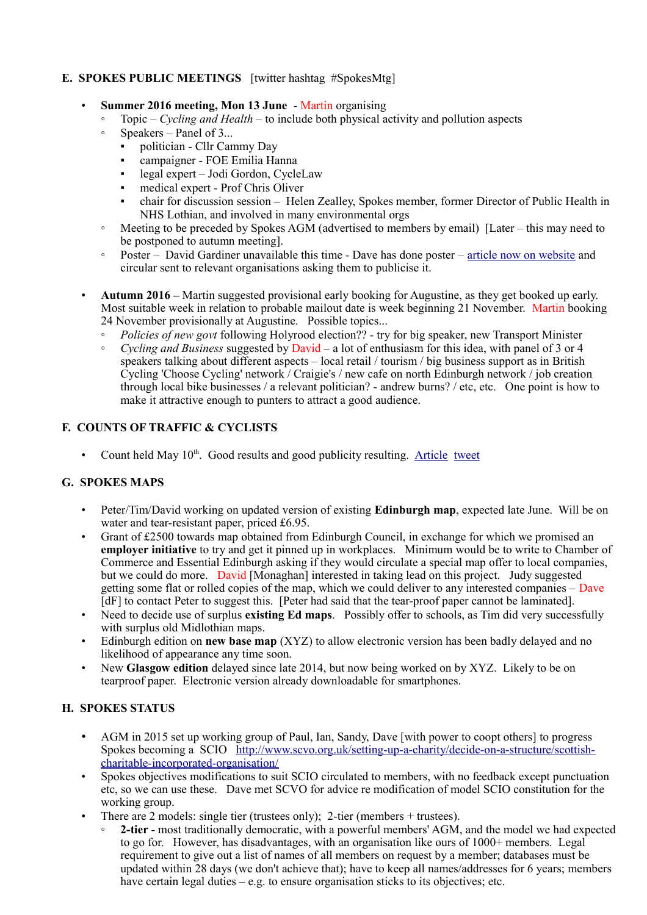## E. SPOKES PUBLIC MEETINGS [twitter hashtag #SpokesMtg]

- **Summer 2016 meeting, Mon 13 June** - Martin organising
  - Topic – *Cycling and Health* – to include both physical activity and pollution aspects
  - Speakers – Panel of 3...
    - politician - Cllr Cammy Day
    - campaigner - FOE Emilia Hanna
    - legal expert – Jodi Gordon, CycleLaw
    - medical expert - Prof Chris Oliver
    - chair for discussion session – Helen Zealley, Spokes member, former Director of Public Health in NHS Lothian, and involved in many environmental orgs
  - Meeting to be preceded by Spokes AGM (advertised to members by email) [Later – this may need to be postponed to autumn meeting].
  - Poster – David Gardiner unavailable this time - Dave has done poster – article now on website and circular sent to relevant organisations asking them to publicise it.

- **Autumn 2016 –** Martin suggested provisional early booking for Augustine, as they get booked up early. Most suitable week in relation to probable mailout date is week beginning 21 November. Martin booking 24 November provisionally at Augustine. Possible topics...
  - *Policies of new govt* following Holyrood election?? - try for big speaker, new Transport Minister
  - *Cycling and Business* suggested by David – a lot of enthusiasm for this idea, with panel of 3 or 4 speakers talking about different aspects – local retail / tourism / big business support as in British Cycling 'Choose Cycling' network / Craigie's / new cafe on north Edinburgh network / job creation through local bike businesses / a relevant politician? - andrew burns? / etc, etc. One point is how to make it attractive enough to punters to attract a good audience.

## F. COUNTS OF TRAFFIC & CYCLISTS

- Count held May 10th. Good results and good publicity resulting. Article tweet

## G. SPOKES MAPS

- Peter/Tim/David working on updated version of existing **Edinburgh map**, expected late June. Will be on water and tear-resistant paper, priced £6.95.
- Grant of £2500 towards map obtained from Edinburgh Council, in exchange for which we promised an **employer initiative** to try and get it pinned up in workplaces. Minimum would be to write to Chamber of Commerce and Essential Edinburgh asking if they would circulate a special map offer to local companies, but we could do more. David [Monaghan] interested in taking lead on this project. Judy suggested getting some flat or rolled copies of the map, which we could deliver to any interested companies – Dave [dF] to contact Peter to suggest this. [Peter had said that the tear-proof paper cannot be laminated].
- Need to decide use of surplus **existing Ed maps**. Possibly offer to schools, as Tim did very successfully with surplus old Midlothian maps.
- Edinburgh edition on **new base map** (XYZ) to allow electronic version has been badly delayed and no likelihood of appearance any time soon.
- New **Glasgow edition** delayed since late 2014, but now being worked on by XYZ. Likely to be on tearproof paper. Electronic version already downloadable for smartphones.

## H. SPOKES STATUS

- AGM in 2015 set up working group of Paul, Ian, Sandy, Dave [with power to coopt others] to progress Spokes becoming a SCIO http://www.scvo.org.uk/setting-up-a-charity/decide-on-a-structure/scottish-charitable-incorporated-organisation/
- Spokes objectives modifications to suit SCIO circulated to members, with no feedback except punctuation etc, so we can use these. Dave met SCVO for advice re modification of model SCIO constitution for the working group.
- There are 2 models: single tier (trustees only); 2-tier (members + trustees).
  - **2-tier** - most traditionally democratic, with a powerful members' AGM, and the model we had expected to go for. However, has disadvantages, with an organisation like ours of 1000+ members. Legal requirement to give out a list of names of all members on request by a member; databases must be updated within 28 days (we don't achieve that); have to keep all names/addresses for 6 years; members have certain legal duties – e.g. to ensure organisation sticks to its objectives; etc.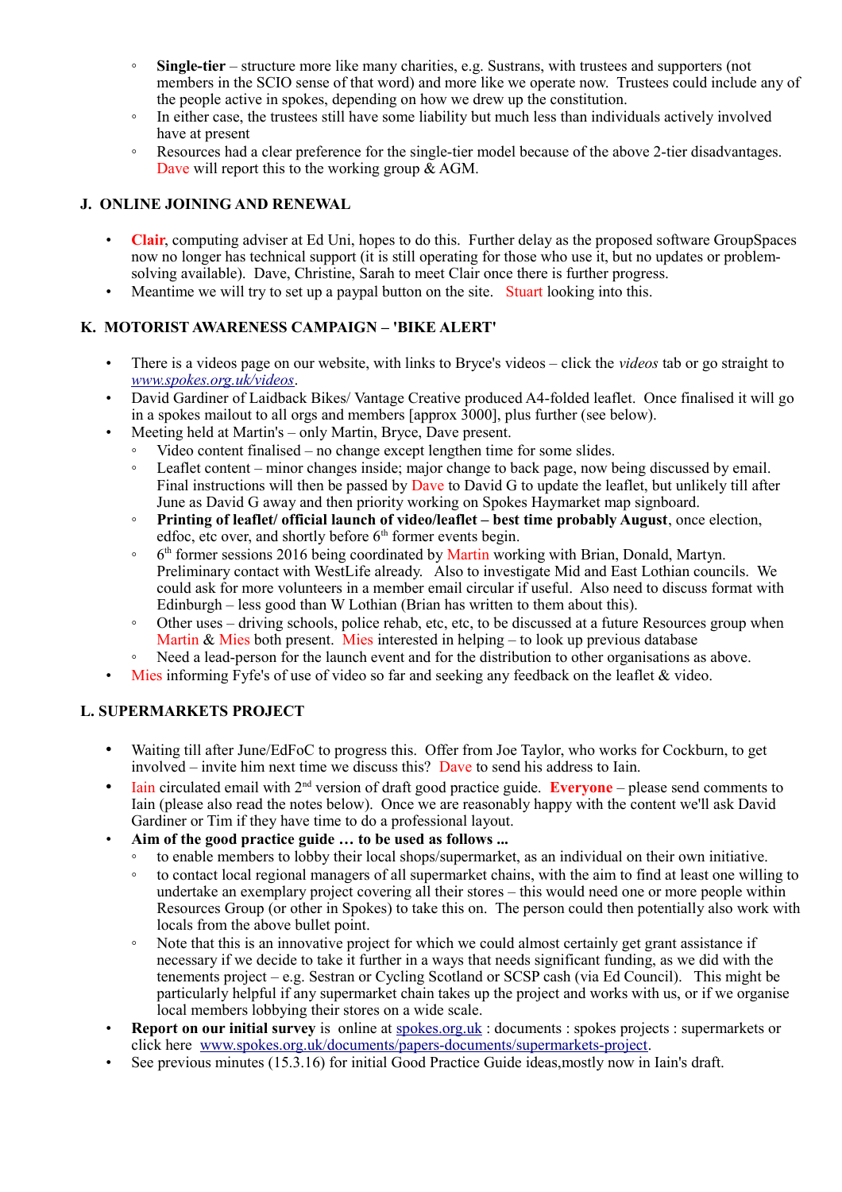- **Single-tier** – structure more like many charities, e.g. Sustrans, with trustees and supporters (not members in the SCIO sense of that word) and more like we operate now. Trustees could include any of the people active in spokes, depending on how we drew up the constitution.
  - In either case, the trustees still have some liability but much less than individuals actively involved have at present
  - Resources had a clear preference for the single-tier model because of the above 2-tier disadvantages. Dave will report this to the working group & AGM.

## J. ONLINE JOINING AND RENEWAL

- **Clair**, computing adviser at Ed Uni, hopes to do this. Further delay as the proposed software GroupSpaces now no longer has technical support (it is still operating for those who use it, but no updates or problem-solving available). Dave, Christine, Sarah to meet Clair once there is further progress.
- Meantime we will try to set up a paypal button on the site. Stuart looking into this.

## K. MOTORIST AWARENESS CAMPAIGN – 'BIKE ALERT'

- There is a videos page on our website, with links to Bryce's videos – click the *videos* tab or go straight to *www.spokes.org.uk/videos*.
- David Gardiner of Laidback Bikes/ Vantage Creative produced A4-folded leaflet. Once finalised it will go in a spokes mailout to all orgs and members [approx 3000], plus further (see below).
- Meeting held at Martin's – only Martin, Bryce, Dave present.
  - Video content finalised – no change except lengthen time for some slides.
  - Leaflet content – minor changes inside; major change to back page, now being discussed by email. Final instructions will then be passed by Dave to David G to update the leaflet, but unlikely till after June as David G away and then priority working on Spokes Haymarket map signboard.
  - **Printing of leaflet/ official launch of video/leaflet – best time probably August**, once election, edfoc, etc over, and shortly before 6th former events begin.
  - 6th former sessions 2016 being coordinated by Martin working with Brian, Donald, Martyn. Preliminary contact with WestLife already. Also to investigate Mid and East Lothian councils. We could ask for more volunteers in a member email circular if useful. Also need to discuss format with Edinburgh – less good than W Lothian (Brian has written to them about this).
  - Other uses – driving schools, police rehab, etc, etc, to be discussed at a future Resources group when Martin & Mies both present. Mies interested in helping – to look up previous database
  - Need a lead-person for the launch event and for the distribution to other organisations as above.
- Mies informing Fyfe's of use of video so far and seeking any feedback on the leaflet & video.

## L. SUPERMARKETS PROJECT

- Waiting till after June/EdFoC to progress this. Offer from Joe Taylor, who works for Cockburn, to get involved – invite him next time we discuss this? Dave to send his address to Iain.
- Iain circulated email with 2nd version of draft good practice guide. **Everyone** – please send comments to Iain (please also read the notes below). Once we are reasonably happy with the content we'll ask David Gardiner or Tim if they have time to do a professional layout.
- **Aim of the good practice guide … to be used as follows ...**
  - to enable members to lobby their local shops/supermarket, as an individual on their own initiative.
  - to contact local regional managers of all supermarket chains, with the aim to find at least one willing to undertake an exemplary project covering all their stores – this would need one or more people within Resources Group (or other in Spokes) to take this on. The person could then potentially also work with locals from the above bullet point.
  - Note that this is an innovative project for which we could almost certainly get grant assistance if necessary if we decide to take it further in a ways that needs significant funding, as we did with the tenements project – e.g. Sestran or Cycling Scotland or SCSP cash (via Ed Council). This might be particularly helpful if any supermarket chain takes up the project and works with us, or if we organise local members lobbying their stores on a wide scale.
- **Report on our initial survey** is online at spokes.org.uk : documents : spokes projects : supermarkets or click here www.spokes.org.uk/documents/papers-documents/supermarkets-project.
- See previous minutes (15.3.16) for initial Good Practice Guide ideas,mostly now in Iain's draft.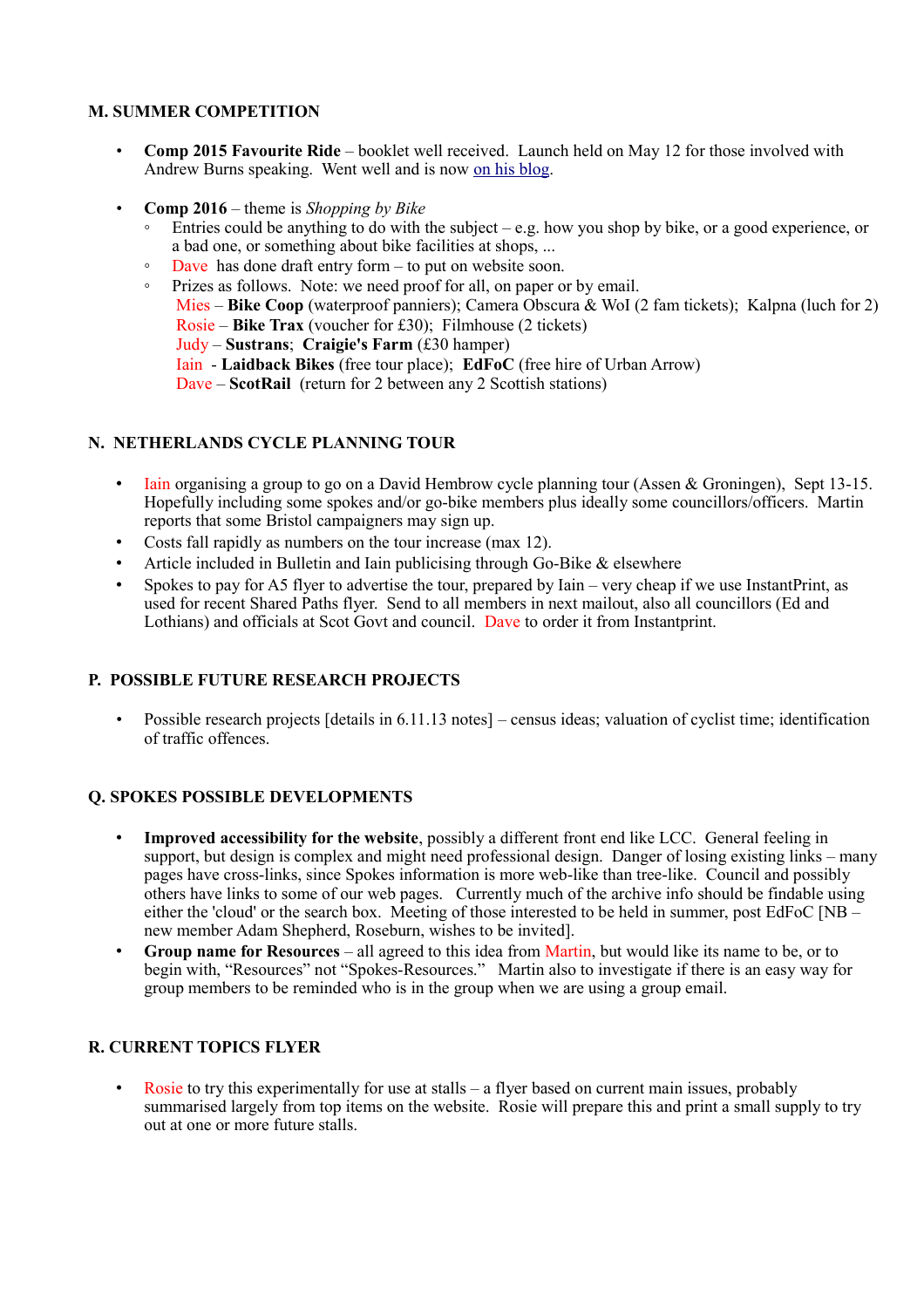## M. SUMMER COMPETITION

- **Comp 2015 Favourite Ride** – booklet well received. Launch held on May 12 for those involved with Andrew Burns speaking. Went well and is now on his blog.

- **Comp 2016** – theme is *Shopping by Bike*
  - Entries could be anything to do with the subject – e.g. how you shop by bike, or a good experience, or a bad one, or something about bike facilities at shops, ...
  - Dave has done draft entry form – to put on website soon.
  - Prizes as follows. Note: we need proof for all, on paper or by email.
    Mies – **Bike Coop** (waterproof panniers); Camera Obscura & WoI (2 fam tickets); Kalpna (luch for 2)
    Rosie – **Bike Trax** (voucher for £30); Filmhouse (2 tickets)
    Judy – **Sustrans**; **Craigie's Farm** (£30 hamper)
    Iain - **Laidback Bikes** (free tour place); **EdFoC** (free hire of Urban Arrow)
    Dave – **ScotRail** (return for 2 between any 2 Scottish stations)

## N. NETHERLANDS CYCLE PLANNING TOUR

- Iain organising a group to go on a David Hembrow cycle planning tour (Assen & Groningen), Sept 13-15. Hopefully including some spokes and/or go-bike members plus ideally some councillors/officers. Martin reports that some Bristol campaigners may sign up.
- Costs fall rapidly as numbers on the tour increase (max 12).
- Article included in Bulletin and Iain publicising through Go-Bike & elsewhere
- Spokes to pay for A5 flyer to advertise the tour, prepared by Iain – very cheap if we use InstantPrint, as used for recent Shared Paths flyer. Send to all members in next mailout, also all councillors (Ed and Lothians) and officials at Scot Govt and council. Dave to order it from Instantprint.

## P. POSSIBLE FUTURE RESEARCH PROJECTS

- Possible research projects [details in 6.11.13 notes] – census ideas; valuation of cyclist time; identification of traffic offences.

## Q. SPOKES POSSIBLE DEVELOPMENTS

- **Improved accessibility for the website**, possibly a different front end like LCC. General feeling in support, but design is complex and might need professional design. Danger of losing existing links – many pages have cross-links, since Spokes information is more web-like than tree-like. Council and possibly others have links to some of our web pages. Currently much of the archive info should be findable using either the 'cloud' or the search box. Meeting of those interested to be held in summer, post EdFoC [NB – new member Adam Shepherd, Roseburn, wishes to be invited].
- **Group name for Resources** – all agreed to this idea from Martin, but would like its name to be, or to begin with, "Resources" not "Spokes-Resources." Martin also to investigate if there is an easy way for group members to be reminded who is in the group when we are using a group email.

## R. CURRENT TOPICS FLYER

- Rosie to try this experimentally for use at stalls – a flyer based on current main issues, probably summarised largely from top items on the website. Rosie will prepare this and print a small supply to try out at one or more future stalls.